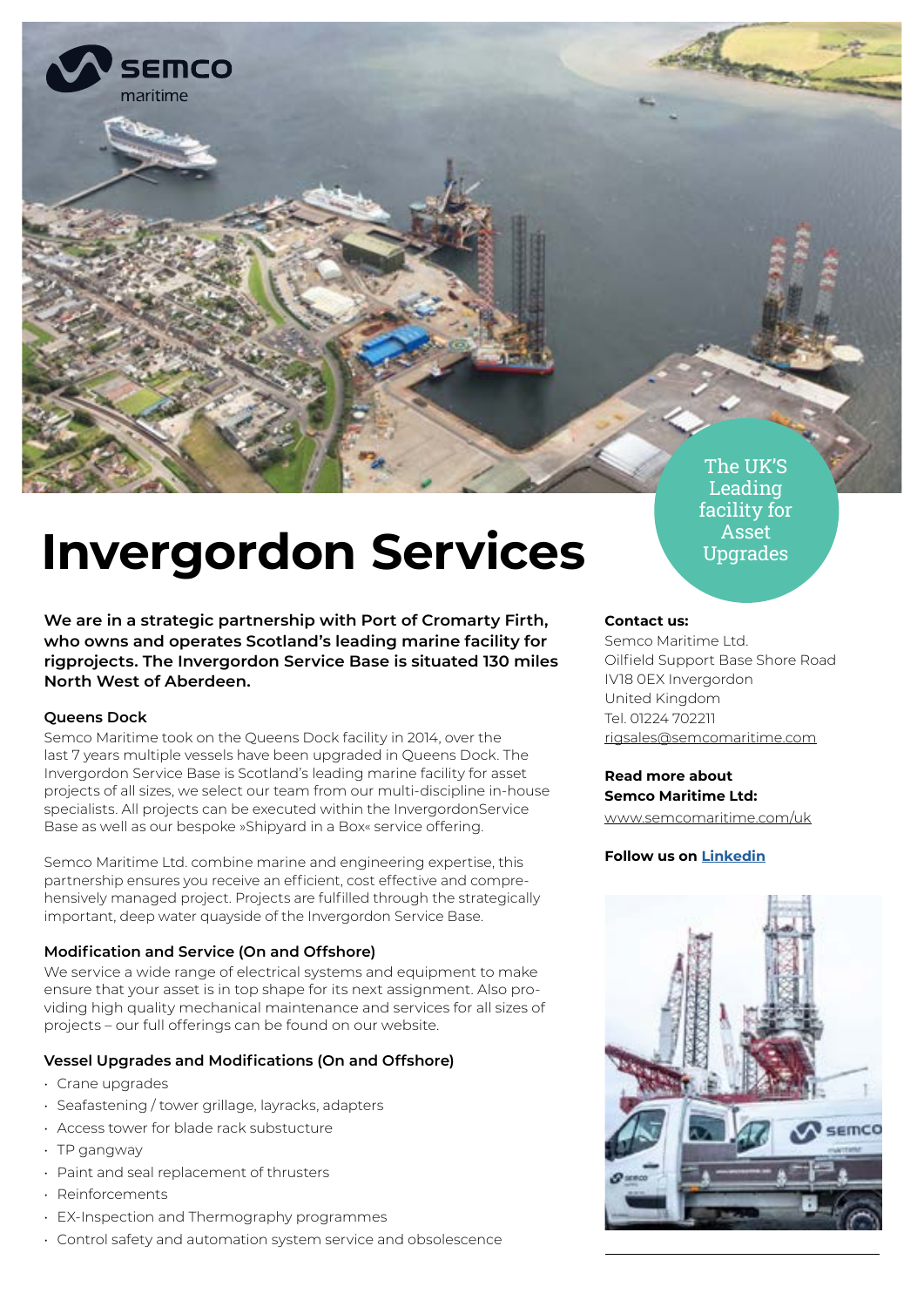semco maritime

# Invergordon Services

The UK'S Leading facility for Asset Upgrades

**We are in a strategic partnership with Port of Cromarty Firth, who owns and operates Scotland's leading marine facility for rigprojects. The Invergordon Service Base is situated 130 miles North West of Aberdeen.**

### Queens Dock

Semco Maritime took on the Queens Dock facility in 2014, over the last 7 years multiple vessels have been upgraded in Queens Dock. The Invergordon Service Base is Scotland's leading marine facility for asset projects of all sizes, we select our team from our multi-discipline in-house specialists. All projects can be executed within the InvergordonService Base as well as our bespoke »Shipyard in a Box« service offering.

Semco Maritime Ltd. combine marine and engineering expertise, this partnership ensures you receive an efficient, cost effective and comprehensively managed project. Projects are fulfilled through the strategically important, deep water quayside of the Invergordon Service Base.

### Modification and Service (On and Offshore)

We service a wide range of electrical systems and equipment to make ensure that your asset is in top shape for its next assignment. Also providing high quality mechanical maintenance and services for all sizes of projects – our full offerings can be found on our website.

### Vessel Upgrades and Modifications (On and Offshore)

- Crane upgrades
- Seafastening / tower grillage, layracks, adapters
- Access tower for blade rack substucture
- TP gangway
- Paint and seal replacement of thrusters
- Reinforcements
- EX-Inspection and Thermography programmes
- Control safety and automation system service and obsolescence

**Contact us:**
Semco Maritime Ltd.
Oilfield Support Base Shore Road
IV18 0EX Invergordon
United Kingdom
Tel. 01224 702211
rigsales@semcomaritime.com

**Read more about Semco Maritime Ltd:**
www.semcomaritime.com/uk

**Follow us on Linkedin**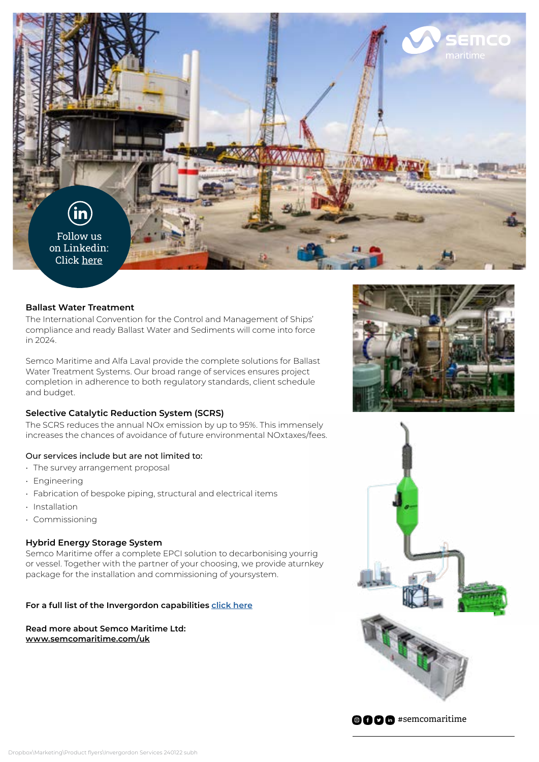Follow us on Linkedin: Click here

### Ballast Water Treatment

The International Convention for the Control and Management of Ships' compliance and ready Ballast Water and Sediments will come into force in 2024.

Semco Maritime and Alfa Laval provide the complete solutions for Ballast Water Treatment Systems. Our broad range of services ensures project completion in adherence to both regulatory standards, client schedule and budget.

### Selective Catalytic Reduction System (SCRS)

The SCRS reduces the annual NOx emission by up to 95%. This immensely increases the chances of avoidance of future environmental NOxtaxes/fees.

**Our services include but are not limited to:**

- The survey arrangement proposal
- Engineering
- Fabrication of bespoke piping, structural and electrical items
- Installation
- Commissioning

### Hybrid Energy Storage System

Semco Maritime offer a complete EPCI solution to decarbonising yourrig or vessel. Together with the partner of your choosing, we provide aturnkey package for the installation and commissioning of yoursystem.

**For a full list of the Invergordon capabilities click here**

**Read more about Semco Maritime Ltd:**
**www.semcomaritime.com/uk**

#semcomaritime